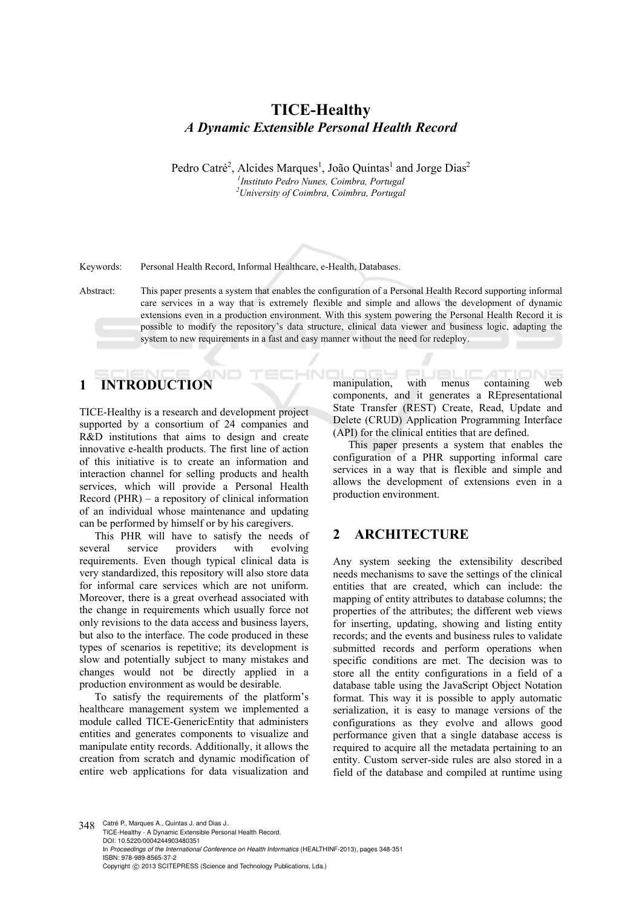# TICE-Healthy

## *A Dynamic Extensible Personal Health Record*

Pedro Catré[2], Alcides Marques[1], João Quintas[1] and Jorge Dias[2]

[1]*Instituto Pedro Nunes, Coimbra, Portugal*
[2]*University of Coimbra, Coimbra, Portugal*

Keywords: Personal Health Record, Informal Healthcare, e-Health, Databases.

Abstract: This paper presents a system that enables the configuration of a Personal Health Record supporting informal care services in a way that is extremely flexible and simple and allows the development of dynamic extensions even in a production environment. With this system powering the Personal Health Record it is possible to modify the repository's data structure, clinical data viewer and business logic, adapting the system to new requirements in a fast and easy manner without the need for redeploy.

## 1 INTRODUCTION

TICE-Healthy is a research and development project supported by a consortium of 24 companies and R&D institutions that aims to design and create innovative e-health products. The first line of action of this initiative is to create an information and interaction channel for selling products and health services, which will provide a Personal Health Record (PHR) – a repository of clinical information of an individual whose maintenance and updating can be performed by himself or by his caregivers.

This PHR will have to satisfy the needs of several service providers with evolving requirements. Even though typical clinical data is very standardized, this repository will also store data for informal care services which are not uniform. Moreover, there is a great overhead associated with the change in requirements which usually force not only revisions to the data access and business layers, but also to the interface. The code produced in these types of scenarios is repetitive; its development is slow and potentially subject to many mistakes and changes would not be directly applied in a production environment as would be desirable.

To satisfy the requirements of the platform's healthcare management system we implemented a module called TICE-GenericEntity that administers entities and generates components to visualize and manipulate entity records. Additionally, it allows the creation from scratch and dynamic modification of entire web applications for data visualization and manipulation, with menus containing web components, and it generates a REpresentational State Transfer (REST) Create, Read, Update and Delete (CRUD) Application Programming Interface (API) for the clinical entities that are defined.

This paper presents a system that enables the configuration of a PHR supporting informal care services in a way that is flexible and simple and allows the development of extensions even in a production environment.

## 2 ARCHITECTURE

Any system seeking the extensibility described needs mechanisms to save the settings of the clinical entities that are created, which can include: the mapping of entity attributes to database columns; the properties of the attributes; the different web views for inserting, updating, showing and listing entity records; and the events and business rules to validate submitted records and perform operations when specific conditions are met. The decision was to store all the entity configurations in a field of a database table using the JavaScript Object Notation format. This way it is possible to apply automatic serialization, it is easy to manage versions of the configurations as they evolve and allows good performance given that a single database access is required to acquire all the metadata pertaining to an entity. Custom server-side rules are also stored in a field of the database and compiled at runtime using

Catré P., Marques A., Quintas J. and Dias J..
TICE-Healthy - A Dynamic Extensible Personal Health Record.
DOI: 10.5220/0004244903480351
In *Proceedings of the International Conference on Health Informatics* (HEALTHINF-2013), pages 348-351
ISBN: 978-989-8565-37-2
Copyright © 2013 SCITEPRESS (Science and Technology Publications, Lda.)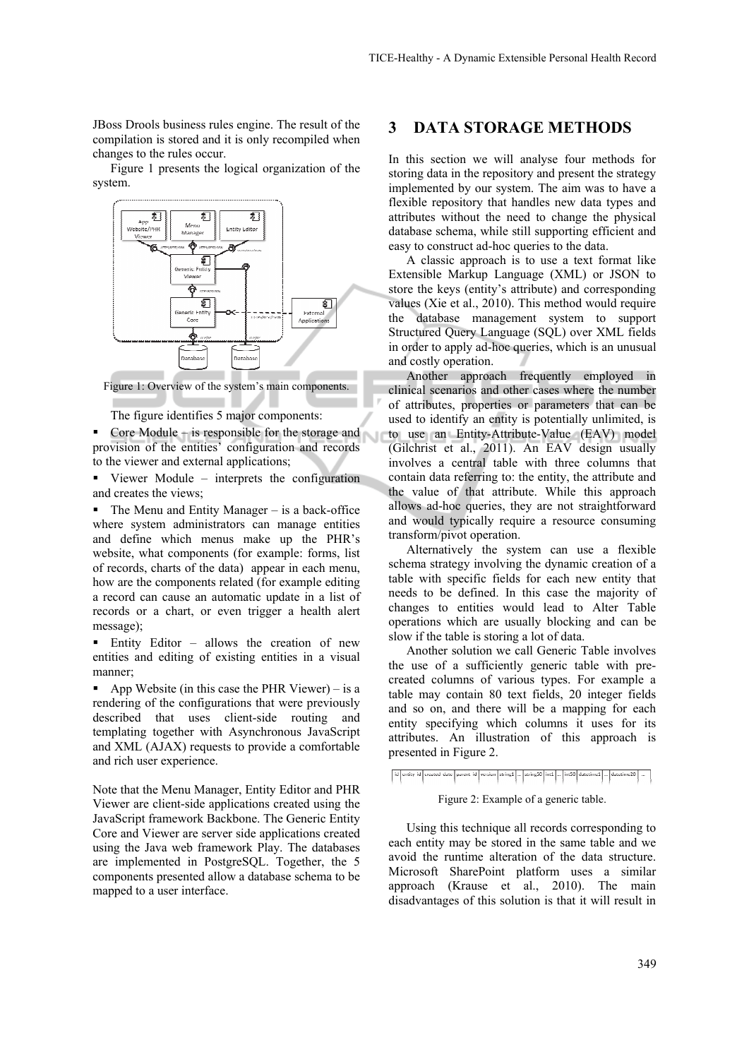JBoss Drools business rules engine. The result of the compilation is stored and it is only recompiled when changes to the rules occur.

Figure 1 presents the logical organization of the system.

Figure 1: Overview of the system's main components.

The figure identifies 5 major components:

- Core Module – is responsible for the storage and provision of the entities' configuration and records to the viewer and external applications;
- Viewer Module – interprets the configuration and creates the views;
- The Menu and Entity Manager – is a back-office where system administrators can manage entities and define which menus make up the PHR's website, what components (for example: forms, list of records, charts of the data) appear in each menu, how are the components related (for example editing a record can cause an automatic update in a list of records or a chart, or even trigger a health alert message);
- Entity Editor – allows the creation of new entities and editing of existing entities in a visual manner;
- App Website (in this case the PHR Viewer) – is a rendering of the configurations that were previously described that uses client-side routing and templating together with Asynchronous JavaScript and XML (AJAX) requests to provide a comfortable and rich user experience.

Note that the Menu Manager, Entity Editor and PHR Viewer are client-side applications created using the JavaScript framework Backbone. The Generic Entity Core and Viewer are server side applications created using the Java web framework Play. The databases are implemented in PostgreSQL. Together, the 5 components presented allow a database schema to be mapped to a user interface.

## 3 DATA STORAGE METHODS

In this section we will analyse four methods for storing data in the repository and present the strategy implemented by our system. The aim was to have a flexible repository that handles new data types and attributes without the need to change the physical database schema, while still supporting efficient and easy to construct ad-hoc queries to the data.

A classic approach is to use a text format like Extensible Markup Language (XML) or JSON to store the keys (entity's attribute) and corresponding values (Xie et al., 2010). This method would require the database management system to support Structured Query Language (SQL) over XML fields in order to apply ad-hoc queries, which is an unusual and costly operation.

Another approach frequently employed in clinical scenarios and other cases where the number of attributes, properties or parameters that can be used to identify an entity is potentially unlimited, is to use an Entity-Attribute-Value (EAV) model (Gilchrist et al., 2011). An EAV design usually involves a central table with three columns that contain data referring to: the entity, the attribute and the value of that attribute. While this approach allows ad-hoc queries, they are not straightforward and would typically require a resource consuming transform/pivot operation.

Alternatively the system can use a flexible schema strategy involving the dynamic creation of a table with specific fields for each new entity that needs to be defined. In this case the majority of changes to entities would lead to Alter Table operations which are usually blocking and can be slow if the table is storing a lot of data.

Another solution we call Generic Table involves the use of a sufficiently generic table with pre-created columns of various types. For example a table may contain 80 text fields, 20 integer fields and so on, and there will be a mapping for each entity specifying which columns it uses for its attributes. An illustration of this approach is presented in Figure 2.

| id | entity_id | created_date | parent_id | version | string1 | ... | string50 | int1 | ... | int50 | datetime1 | ... | datetime20 | ... |
|---|---|---|---|---|---|---|---|---|---|---|---|---|---|---|

Figure 2: Example of a generic table.

Using this technique all records corresponding to each entity may be stored in the same table and we avoid the runtime alteration of the data structure. Microsoft SharePoint platform uses a similar approach (Krause et al., 2010). The main disadvantages of this solution is that it will result in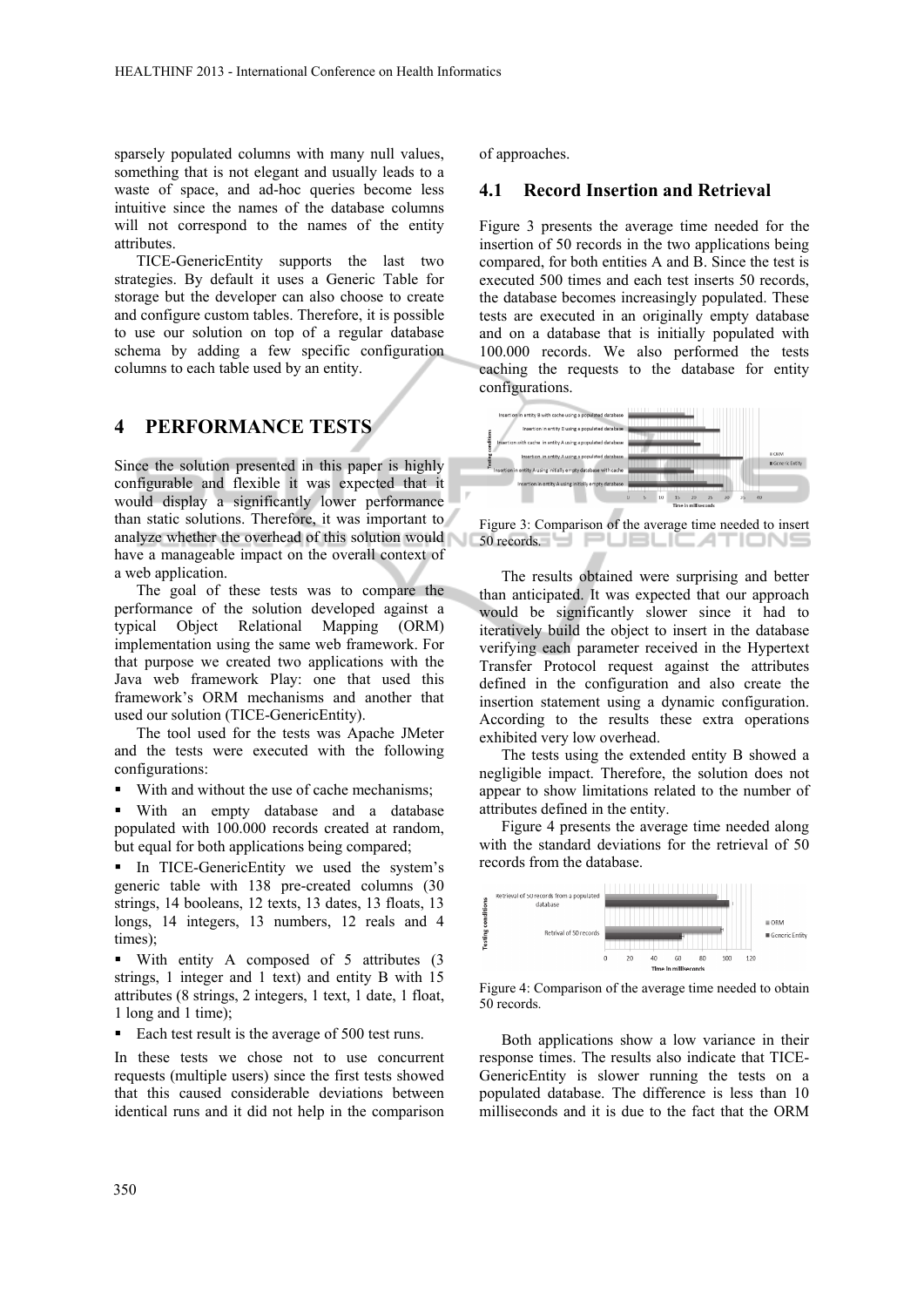sparsely populated columns with many null values, something that is not elegant and usually leads to a waste of space, and ad-hoc queries become less intuitive since the names of the database columns will not correspond to the names of the entity attributes.

TICE-GenericEntity supports the last two strategies. By default it uses a Generic Table for storage but the developer can also choose to create and configure custom tables. Therefore, it is possible to use our solution on top of a regular database schema by adding a few specific configuration columns to each table used by an entity.

## 4 PERFORMANCE TESTS

Since the solution presented in this paper is highly configurable and flexible it was expected that it would display a significantly lower performance than static solutions. Therefore, it was important to analyze whether the overhead of this solution would have a manageable impact on the overall context of a web application.

The goal of these tests was to compare the performance of the solution developed against a typical Object Relational Mapping (ORM) implementation using the same web framework. For that purpose we created two applications with the Java web framework Play: one that used this framework's ORM mechanisms and another that used our solution (TICE-GenericEntity).

The tool used for the tests was Apache JMeter and the tests were executed with the following configurations:

- With and without the use of cache mechanisms;
- With an empty database and a database populated with 100.000 records created at random, but equal for both applications being compared;
- In TICE-GenericEntity we used the system's generic table with 138 pre-created columns (30 strings, 14 booleans, 12 texts, 13 dates, 13 floats, 13 longs, 14 integers, 13 numbers, 12 reals and 4 times);
- With entity A composed of 5 attributes (3 strings, 1 integer and 1 text) and entity B with 15 attributes (8 strings, 2 integers, 1 text, 1 date, 1 float, 1 long and 1 time);
- Each test result is the average of 500 test runs.

In these tests we chose not to use concurrent requests (multiple users) since the first tests showed that this caused considerable deviations between identical runs and it did not help in the comparison of approaches.

### 4.1 Record Insertion and Retrieval

Figure 3 presents the average time needed for the insertion of 50 records in the two applications being compared, for both entities A and B. Since the test is executed 500 times and each test inserts 50 records, the database becomes increasingly populated. These tests are executed in an originally empty database and on a database that is initially populated with 100.000 records. We also performed the tests caching the requests to the database for entity configurations.

Figure 3: Comparison of the average time needed to insert 50 records.

The results obtained were surprising and better than anticipated. It was expected that our approach would be significantly slower since it had to iteratively build the object to insert in the database verifying each parameter received in the Hypertext Transfer Protocol request against the attributes defined in the configuration and also create the insertion statement using a dynamic configuration. According to the results these extra operations exhibited very low overhead.

The tests using the extended entity B showed a negligible impact. Therefore, the solution does not appear to show limitations related to the number of attributes defined in the entity.

Figure 4 presents the average time needed along with the standard deviations for the retrieval of 50 records from the database.

Figure 4: Comparison of the average time needed to obtain 50 records.

Both applications show a low variance in their response times. The results also indicate that TICE-GenericEntity is slower running the tests on a populated database. The difference is less than 10 milliseconds and it is due to the fact that the ORM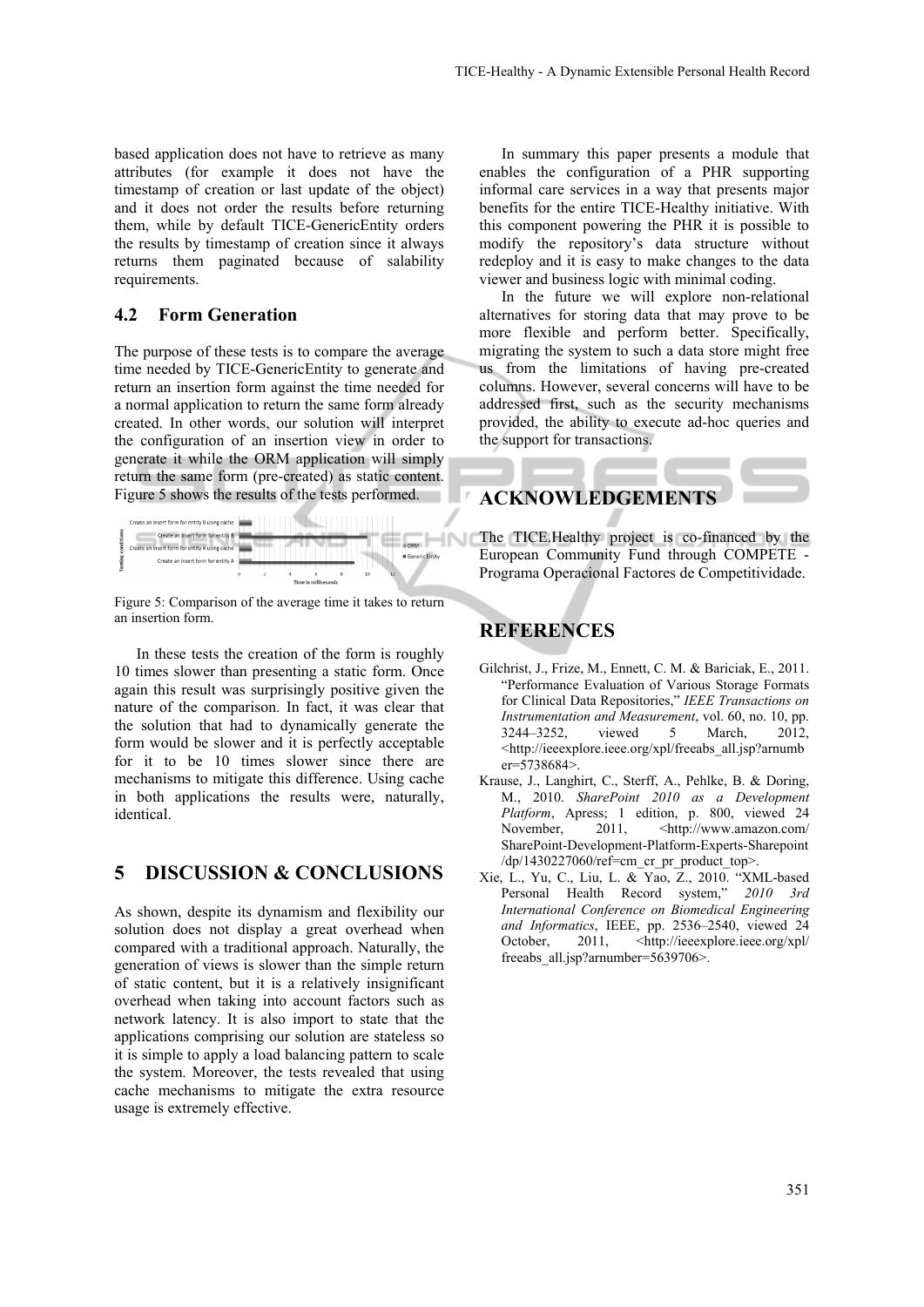based application does not have to retrieve as many attributes (for example it does not have the timestamp of creation or last update of the object) and it does not order the results before returning them, while by default TICE-GenericEntity orders the results by timestamp of creation since it always returns them paginated because of salability requirements.

### 4.2 Form Generation

The purpose of these tests is to compare the average time needed by TICE-GenericEntity to generate and return an insertion form against the time needed for a normal application to return the same form already created. In other words, our solution will interpret the configuration of an insertion view in order to generate it while the ORM application will simply return the same form (pre-created) as static content. Figure 5 shows the results of the tests performed.

Create an insert form for entity B using cache
Create an insert form for entity B
Create an insert form for entity A using cache
Create an insert form for entity A
Testing conditions
0 2 4 6 8 10 12
Time in milliseconds
ORM
Generic Entity

Figure 5: Comparison of the average time it takes to return an insertion form.

In these tests the creation of the form is roughly 10 times slower than presenting a static form. Once again this result was surprisingly positive given the nature of the comparison. In fact, it was clear that the solution that had to dynamically generate the form would be slower and it is perfectly acceptable for it to be 10 times slower since there are mechanisms to mitigate this difference. Using cache in both applications the results were, naturally, identical.

## 5 DISCUSSION & CONCLUSIONS

As shown, despite its dynamism and flexibility our solution does not display a great overhead when compared with a traditional approach. Naturally, the generation of views is slower than the simple return of static content, but it is a relatively insignificant overhead when taking into account factors such as network latency. It is also import to state that the applications comprising our solution are stateless so it is simple to apply a load balancing pattern to scale the system. Moreover, the tests revealed that using cache mechanisms to mitigate the extra resource usage is extremely effective.

In summary this paper presents a module that enables the configuration of a PHR supporting informal care services in a way that presents major benefits for the entire TICE-Healthy initiative. With this component powering the PHR it is possible to modify the repository's data structure without redeploy and it is easy to make changes to the data viewer and business logic with minimal coding.

In the future we will explore non-relational alternatives for storing data that may prove to be more flexible and perform better. Specifically, migrating the system to such a data store might free us from the limitations of having pre-created columns. However, several concerns will have to be addressed first, such as the security mechanisms provided, the ability to execute ad-hoc queries and the support for transactions.

## ACKNOWLEDGEMENTS

The TICE.Healthy project is co-financed by the European Community Fund through COMPETE - Programa Operacional Factores de Competitividade.

## REFERENCES

Gilchrist, J., Frize, M., Ennett, C. M. & Bariciak, E., 2011. "Performance Evaluation of Various Storage Formats for Clinical Data Repositories," *IEEE Transactions on Instrumentation and Measurement*, vol. 60, no. 10, pp. 3244–3252, viewed 5 March, 2012, <http://ieeexplore.ieee.org/xpl/freeabs_all.jsp?arnumber=5738684>.

Krause, J., Langhirt, C., Sterff, A., Pehlke, B. & Doring, M., 2010. *SharePoint 2010 as a Development Platform*, Apress; 1 edition, p. 800, viewed 24 November, 2011, <http://www.amazon.com/SharePoint-Development-Platform-Experts-Sharepoint/dp/1430227060/ref=cm_cr_pr_product_top>.

Xie, L., Yu, C., Liu, L. & Yao, Z., 2010. "XML-based Personal Health Record system," *2010 3rd International Conference on Biomedical Engineering and Informatics*, IEEE, pp. 2536–2540, viewed 24 October, 2011, <http://ieeexplore.ieee.org/xpl/freeabs_all.jsp?arnumber=5639706>.